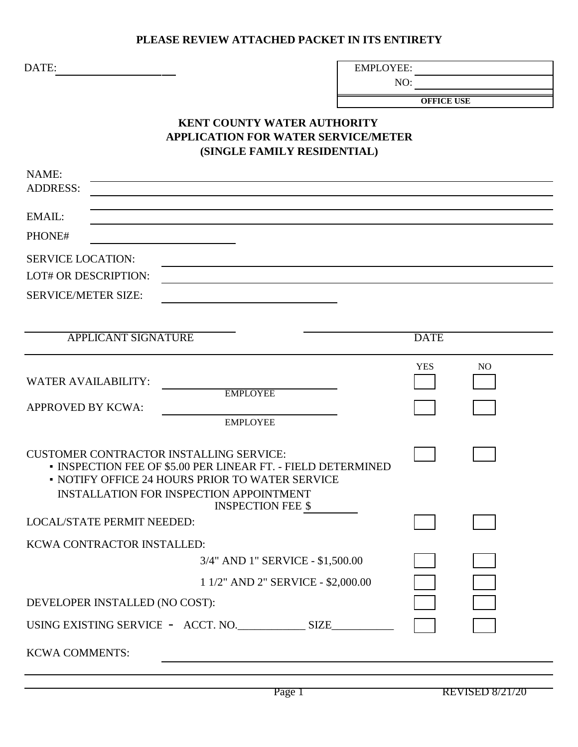**PLEASE REVIEW ATTACHED PACKET IN ITS ENTIRETY**

DATE: ____________________

| EMPLOYEE: | |
|---|---|
| NO: | |
| **OFFICE USE** | |

# KENT COUNTY WATER AUTHORITY
## APPLICATION FOR WATER SERVICE/METER
## (SINGLE FAMILY RESIDENTIAL)

NAME: ______________________________

ADDRESS: ______________________________

______________________________

EMAIL: ______________________________

PHONE# ____________________

SERVICE LOCATION: ______________________________

LOT# OR DESCRIPTION: ______________________________

SERVICE/METER SIZE: ____________________

____________________ ____________________

APPLICANT SIGNATURE DATE

| | | YES | NO |
|---|---|---|---|
| WATER AVAILABILITY: | ____________________ EMPLOYEE | ☐ | ☐ |
| APPROVED BY KCWA: | ____________________ EMPLOYEE | ☐ | ☐ |
| CUSTOMER CONTRACTOR INSTALLING SERVICE:<br>▪ INSPECTION FEE OF $5.00 PER LINEAR FT. - FIELD DETERMINED<br>▪ NOTIFY OFFICE 24 HOURS PRIOR TO WATER SERVICE INSTALLATION FOR INSPECTION APPOINTMENT<br>INSPECTION FEE $ __________ | | ☐ | ☐ |
| LOCAL/STATE PERMIT NEEDED: | | ☐ | ☐ |
| KCWA CONTRACTOR INSTALLED: | | | |
| | 3/4" AND 1" SERVICE - $1,500.00 | ☐ | ☐ |
| | 1 1/2" AND 2" SERVICE - $2,000.00 | ☐ | ☐ |
| DEVELOPER INSTALLED (NO COST): | | ☐ | ☐ |
| USING EXISTING SERVICE - ACCT. NO.____________ SIZE___________ | | ☐ | ☐ |

KCWA COMMENTS: ______________________________

______________________________

REVISED 8/21/20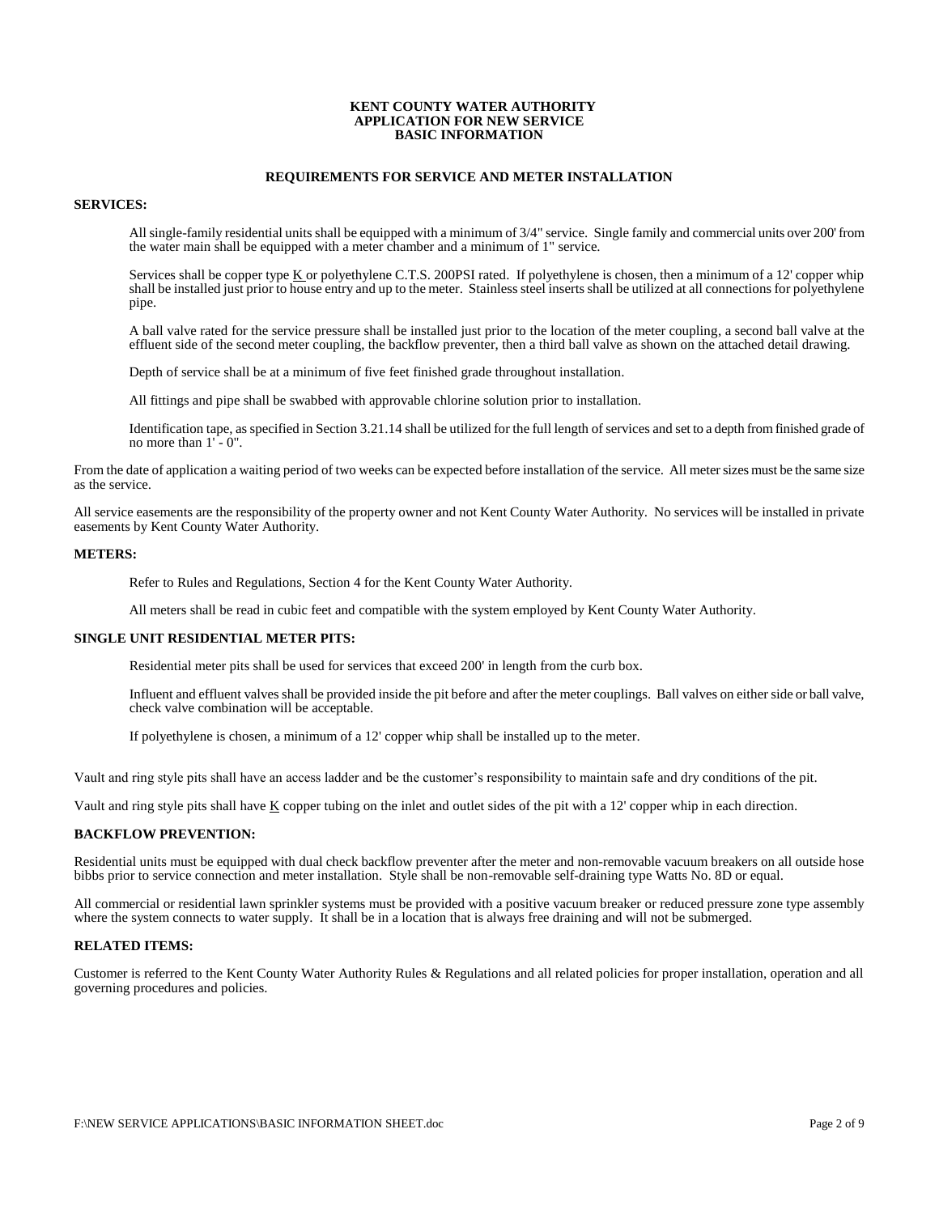**KENT COUNTY WATER AUTHORITY**
**APPLICATION FOR NEW SERVICE**
**BASIC INFORMATION**

**REQUIREMENTS FOR SERVICE AND METER INSTALLATION**

**SERVICES:**

All single-family residential units shall be equipped with a minimum of 3/4" service. Single family and commercial units over 200' from the water main shall be equipped with a meter chamber and a minimum of 1" service.

Services shall be copper type K or polyethylene C.T.S. 200PSI rated. If polyethylene is chosen, then a minimum of a 12' copper whip shall be installed just prior to house entry and up to the meter. Stainless steel inserts shall be utilized at all connections for polyethylene pipe.

A ball valve rated for the service pressure shall be installed just prior to the location of the meter coupling, a second ball valve at the effluent side of the second meter coupling, the backflow preventer, then a third ball valve as shown on the attached detail drawing.

Depth of service shall be at a minimum of five feet finished grade throughout installation.

All fittings and pipe shall be swabbed with approvable chlorine solution prior to installation.

Identification tape, as specified in Section 3.21.14 shall be utilized for the full length of services and set to a depth from finished grade of no more than 1' - 0".

From the date of application a waiting period of two weeks can be expected before installation of the service. All meter sizes must be the same size as the service.

All service easements are the responsibility of the property owner and not Kent County Water Authority. No services will be installed in private easements by Kent County Water Authority.

**METERS:**

Refer to Rules and Regulations, Section 4 for the Kent County Water Authority.

All meters shall be read in cubic feet and compatible with the system employed by Kent County Water Authority.

**SINGLE UNIT RESIDENTIAL METER PITS:**

Residential meter pits shall be used for services that exceed 200' in length from the curb box.

Influent and effluent valves shall be provided inside the pit before and after the meter couplings. Ball valves on either side or ball valve, check valve combination will be acceptable.

If polyethylene is chosen, a minimum of a 12' copper whip shall be installed up to the meter.

Vault and ring style pits shall have an access ladder and be the customer's responsibility to maintain safe and dry conditions of the pit.

Vault and ring style pits shall have K copper tubing on the inlet and outlet sides of the pit with a 12' copper whip in each direction.

**BACKFLOW PREVENTION:**

Residential units must be equipped with dual check backflow preventer after the meter and non-removable vacuum breakers on all outside hose bibbs prior to service connection and meter installation. Style shall be non-removable self-draining type Watts No. 8D or equal.

All commercial or residential lawn sprinkler systems must be provided with a positive vacuum breaker or reduced pressure zone type assembly where the system connects to water supply. It shall be in a location that is always free draining and will not be submerged.

**RELATED ITEMS:**

Customer is referred to the Kent County Water Authority Rules & Regulations and all related policies for proper installation, operation and all governing procedures and policies.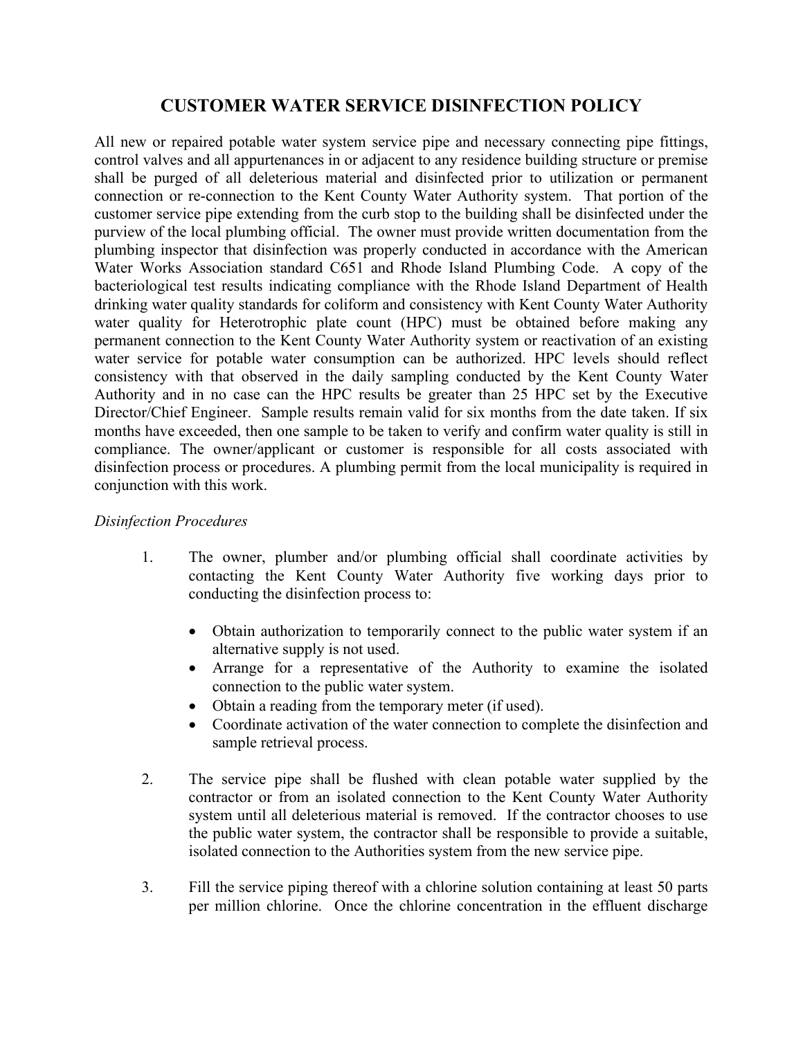# CUSTOMER WATER SERVICE DISINFECTION POLICY

All new or repaired potable water system service pipe and necessary connecting pipe fittings, control valves and all appurtenances in or adjacent to any residence building structure or premise shall be purged of all deleterious material and disinfected prior to utilization or permanent connection or re-connection to the Kent County Water Authority system. That portion of the customer service pipe extending from the curb stop to the building shall be disinfected under the purview of the local plumbing official. The owner must provide written documentation from the plumbing inspector that disinfection was properly conducted in accordance with the American Water Works Association standard C651 and Rhode Island Plumbing Code. A copy of the bacteriological test results indicating compliance with the Rhode Island Department of Health drinking water quality standards for coliform and consistency with Kent County Water Authority water quality for Heterotrophic plate count (HPC) must be obtained before making any permanent connection to the Kent County Water Authority system or reactivation of an existing water service for potable water consumption can be authorized. HPC levels should reflect consistency with that observed in the daily sampling conducted by the Kent County Water Authority and in no case can the HPC results be greater than 25 HPC set by the Executive Director/Chief Engineer. Sample results remain valid for six months from the date taken. If six months have exceeded, then one sample to be taken to verify and confirm water quality is still in compliance. The owner/applicant or customer is responsible for all costs associated with disinfection process or procedures. A plumbing permit from the local municipality is required in conjunction with this work.

*Disinfection Procedures*

1. The owner, plumber and/or plumbing official shall coordinate activities by contacting the Kent County Water Authority five working days prior to conducting the disinfection process to:

   - Obtain authorization to temporarily connect to the public water system if an alternative supply is not used.
   - Arrange for a representative of the Authority to examine the isolated connection to the public water system.
   - Obtain a reading from the temporary meter (if used).
   - Coordinate activation of the water connection to complete the disinfection and sample retrieval process.

2. The service pipe shall be flushed with clean potable water supplied by the contractor or from an isolated connection to the Kent County Water Authority system until all deleterious material is removed. If the contractor chooses to use the public water system, the contractor shall be responsible to provide a suitable, isolated connection to the Authorities system from the new service pipe.

3. Fill the service piping thereof with a chlorine solution containing at least 50 parts per million chlorine. Once the chlorine concentration in the effluent discharge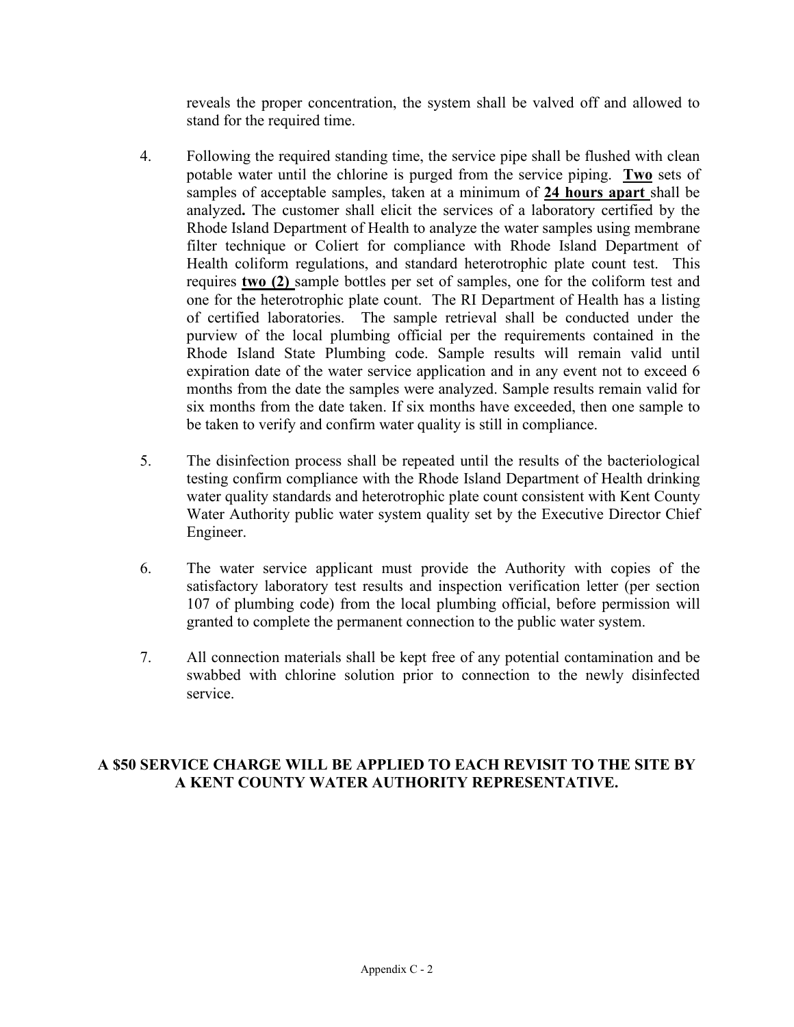reveals the proper concentration, the system shall be valved off and allowed to stand for the required time.

4. Following the required standing time, the service pipe shall be flushed with clean potable water until the chlorine is purged from the service piping. **Two** sets of samples of acceptable samples, taken at a minimum of **24 hours apart** shall be analyzed**.** The customer shall elicit the services of a laboratory certified by the Rhode Island Department of Health to analyze the water samples using membrane filter technique or Coliert for compliance with Rhode Island Department of Health coliform regulations, and standard heterotrophic plate count test. This requires **two (2)** sample bottles per set of samples, one for the coliform test and one for the heterotrophic plate count. The RI Department of Health has a listing of certified laboratories. The sample retrieval shall be conducted under the purview of the local plumbing official per the requirements contained in the Rhode Island State Plumbing code. Sample results will remain valid until expiration date of the water service application and in any event not to exceed 6 months from the date the samples were analyzed. Sample results remain valid for six months from the date taken. If six months have exceeded, then one sample to be taken to verify and confirm water quality is still in compliance.

5. The disinfection process shall be repeated until the results of the bacteriological testing confirm compliance with the Rhode Island Department of Health drinking water quality standards and heterotrophic plate count consistent with Kent County Water Authority public water system quality set by the Executive Director Chief Engineer.

6. The water service applicant must provide the Authority with copies of the satisfactory laboratory test results and inspection verification letter (per section 107 of plumbing code) from the local plumbing official, before permission will granted to complete the permanent connection to the public water system.

7. All connection materials shall be kept free of any potential contamination and be swabbed with chlorine solution prior to connection to the newly disinfected service.

**A $50 SERVICE CHARGE WILL BE APPLIED TO EACH REVISIT TO THE SITE BY A KENT COUNTY WATER AUTHORITY REPRESENTATIVE.**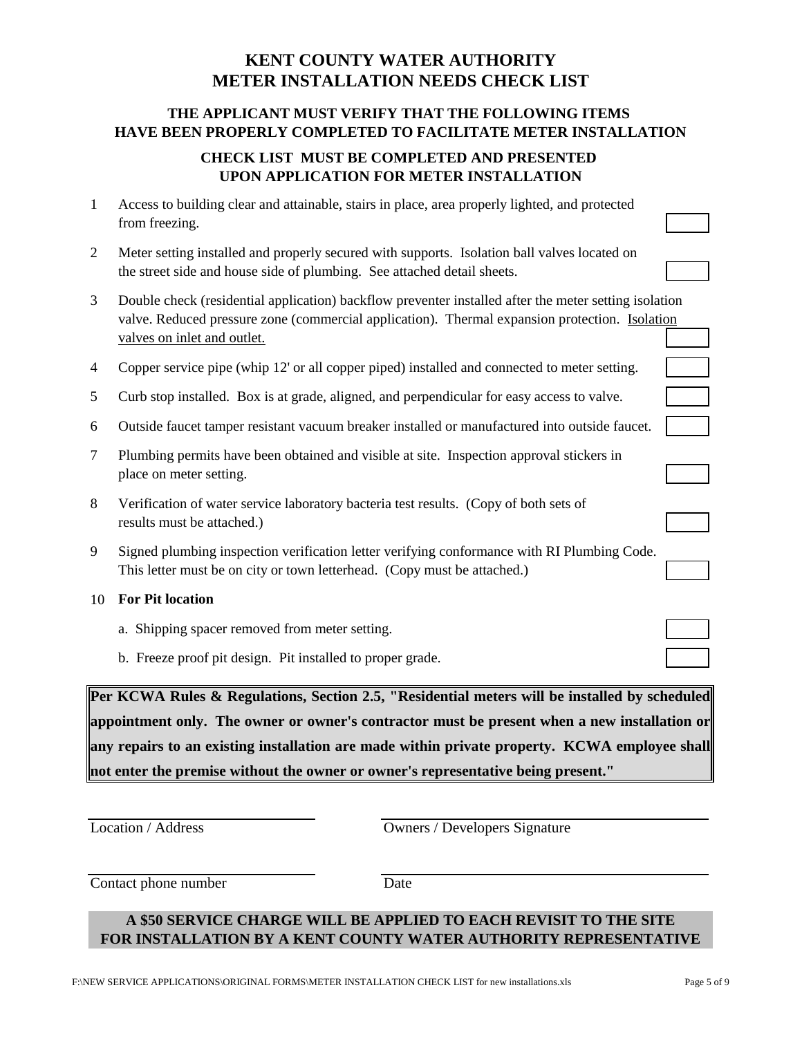# KENT COUNTY WATER AUTHORITY
# METER INSTALLATION NEEDS CHECK LIST

## THE APPLICANT MUST VERIFY THAT THE FOLLOWING ITEMS HAVE BEEN PROPERLY COMPLETED TO FACILITATE METER INSTALLATION

## CHECK LIST MUST BE COMPLETED AND PRESENTED UPON APPLICATION FOR METER INSTALLATION

1. Access to building clear and attainable, stairs in place, area properly lighted, and protected from freezing. ☐

2. Meter setting installed and properly secured with supports. Isolation ball valves located on the street side and house side of plumbing. See attached detail sheets. ☐

3. Double check (residential application) backflow preventer installed after the meter setting isolation valve. Reduced pressure zone (commercial application). Thermal expansion protection. <u>Isolation valves on inlet and outlet.</u> ☐

4. Copper service pipe (whip 12' or all copper piped) installed and connected to meter setting. ☐

5. Curb stop installed. Box is at grade, aligned, and perpendicular for easy access to valve. ☐

6. Outside faucet tamper resistant vacuum breaker installed or manufactured into outside faucet. ☐

7. Plumbing permits have been obtained and visible at site. Inspection approval stickers in place on meter setting. ☐

8. Verification of water service laboratory bacteria test results. (Copy of both sets of results must be attached.) ☐

9. Signed plumbing inspection verification letter verifying conformance with RI Plumbing Code. This letter must be on city or town letterhead. (Copy must be attached.) ☐

10. **For Pit location**

    a. Shipping spacer removed from meter setting. ☐

    b. Freeze proof pit design. Pit installed to proper grade. ☐

**Per KCWA Rules & Regulations, Section 2.5, "Residential meters will be installed by scheduled appointment only. The owner or owner's contractor must be present when a new installation or any repairs to an existing installation are made within private property. KCWA employee shall not enter the premise without the owner or owner's representative being present."**

______________________ Location / Address

______________________ Owners / Developers Signature

______________________ Contact phone number

______________________ Date

**A $50 SERVICE CHARGE WILL BE APPLIED TO EACH REVISIT TO THE SITE FOR INSTALLATION BY A KENT COUNTY WATER AUTHORITY REPRESENTATIVE**

F:\NEW SERVICE APPLICATIONS\ORIGINAL FORMS\METER INSTALLATION CHECK LIST for new installations.xls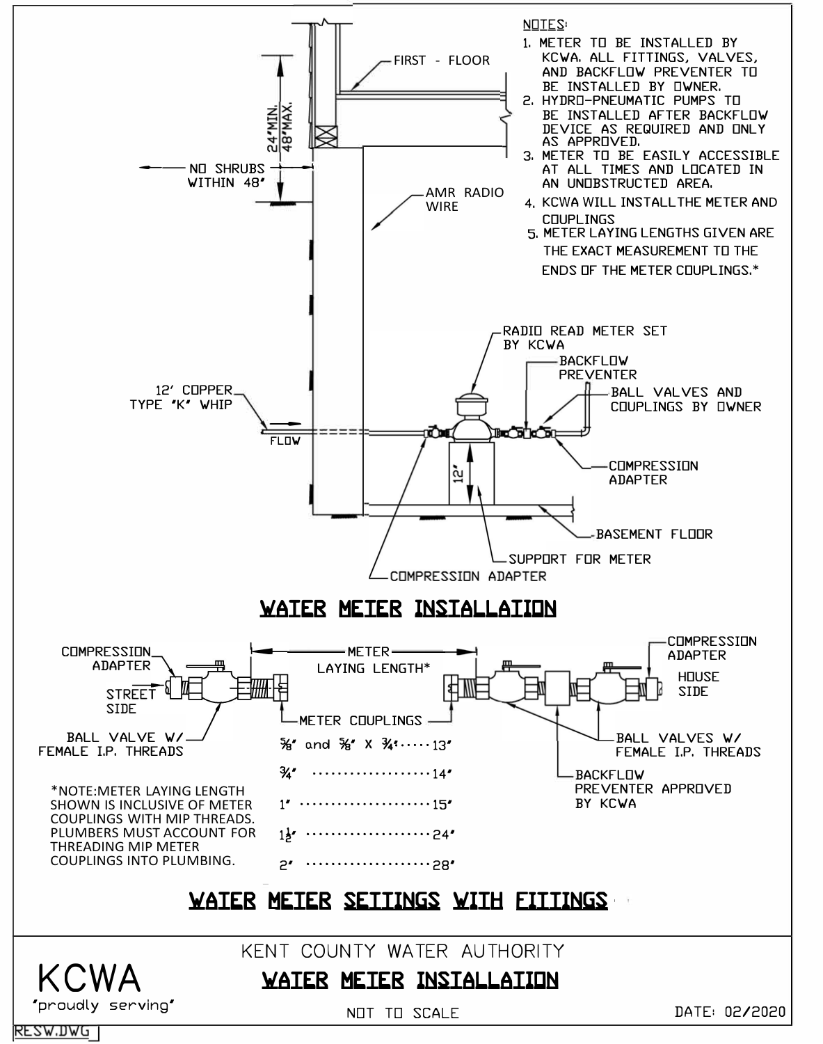NOTES:

1. METER TO BE INSTALLED BY KCWA. ALL FITTINGS, VALVES, AND BACKFLOW PREVENTER TO BE INSTALLED BY OWNER.
2. HYDRO-PNEUMATIC PUMPS TO BE INSTALLED AFTER BACKFLOW DEVICE AS REQUIRED AND ONLY AS APPROVED.
3. METER TO BE EASILY ACCESSIBLE AT ALL TIMES AND LOCATED IN AN UNOBSTRUCTED AREA.
4. KCWA WILL INSTALL THE METER AND COUPLINGS
5. METER LAYING LENGTHS GIVEN ARE THE EXACT MEASUREMENT TO THE ENDS OF THE METER COUPLINGS.*

FIRST - FLOOR

24"MIN. 48"MAX.

NO SHRUBS WITHIN 48"

AMR RADIO WIRE

RADIO READ METER SET BY KCWA

BACKFLOW PREVENTER

BALL VALVES AND COUPLINGS BY OWNER

12' COPPER TYPE "K" WHIP

FLOW

12"

COMPRESSION ADAPTER

BASEMENT FLOOR

SUPPORT FOR METER

COMPRESSION ADAPTER

## WATER METER INSTALLATION

COMPRESSION ADAPTER

STREET SIDE

BALL VALVE W/ FEMALE I.P. THREADS

METER LAYING LENGTH*

METER COUPLINGS

COMPRESSION ADAPTER

HOUSE SIDE

BALL VALVES W/ FEMALE I.P. THREADS

BACKFLOW PREVENTER APPROVED BY KCWA

| Meter Size | Laying Length |
|---|---|
| ⅝" and ⅝" X ¾" | 13" |
| ¾" | 14" |
| 1" | 15" |
| 1½" | 24" |
| 2" | 28" |

*NOTE: METER LAYING LENGTH SHOWN IS INCLUSIVE OF METER COUPLINGS WITH MIP THREADS. PLUMBERS MUST ACCOUNT FOR THREADING MIP METER COUPLINGS INTO PLUMBING.

## WATER METER SETTINGS WITH FITTINGS

KENT COUNTY WATER AUTHORITY

## WATER METER INSTALLATION

KCWA
"proudly serving"

NOT TO SCALE

DATE: 02/2020

RESW.DWG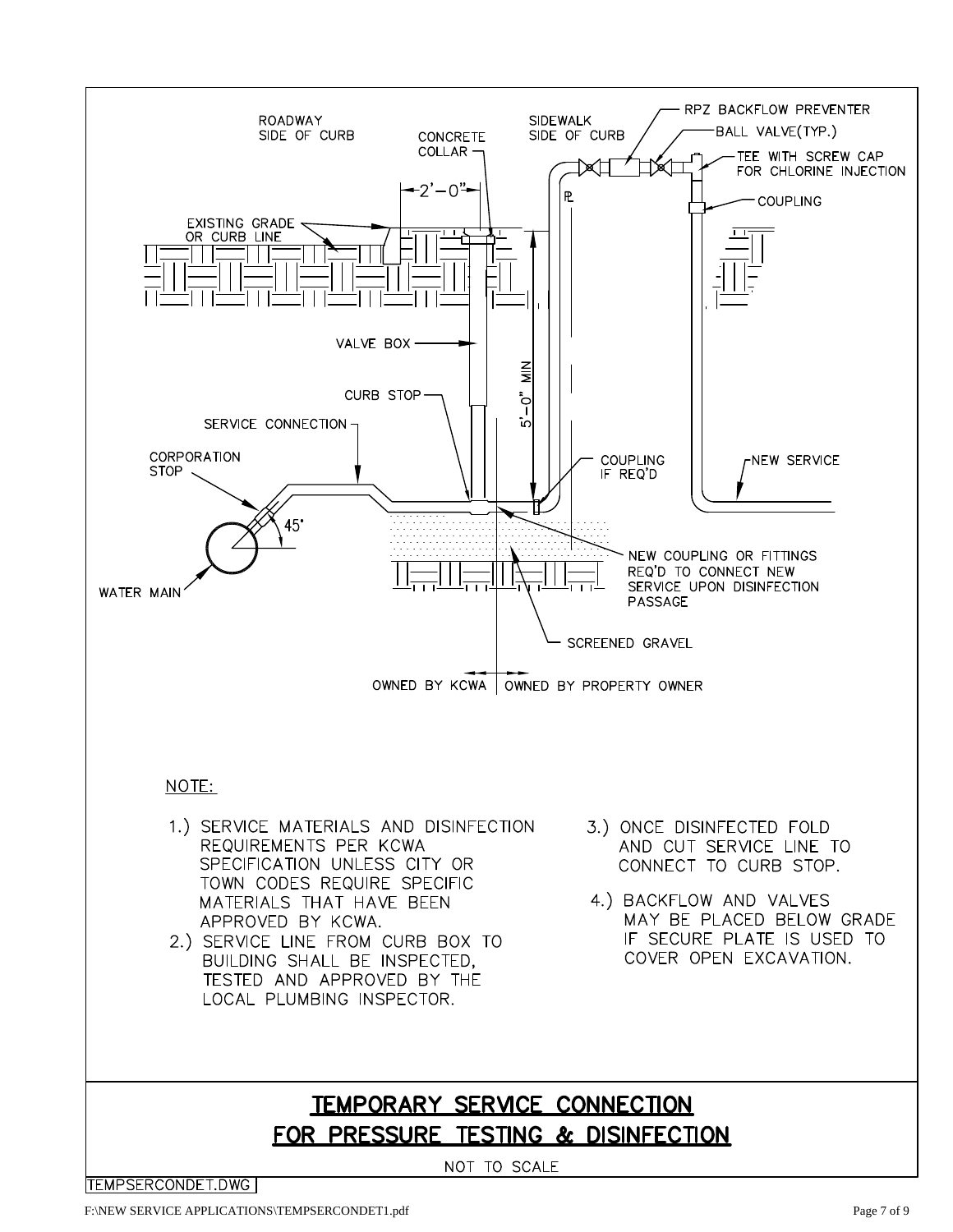ROADWAY SIDE OF CURB

SIDEWALK SIDE OF CURB

RPZ BACKFLOW PREVENTER

BALL VALVE(TYP.)

CONCRETE COLLAR

TEE WITH SCREW CAP FOR CHLORINE INJECTION

2'–0"

℄

COUPLING

EXISTING GRADE OR CURB LINE

VALVE BOX

CURB STOP

5'–0" MIN

SERVICE CONNECTION

CORPORATION STOP

COUPLING IF REQ'D

NEW SERVICE

45°

WATER MAIN

NEW COUPLING OR FITTINGS REQ'D TO CONNECT NEW SERVICE UPON DISINFECTION PASSAGE

SCREENED GRAVEL

OWNED BY KCWA | OWNED BY PROPERTY OWNER

NOTE:

1.) SERVICE MATERIALS AND DISINFECTION REQUIREMENTS PER KCWA SPECIFICATION UNLESS CITY OR TOWN CODES REQUIRE SPECIFIC MATERIALS THAT HAVE BEEN APPROVED BY KCWA.

2.) SERVICE LINE FROM CURB BOX TO BUILDING SHALL BE INSPECTED, TESTED AND APPROVED BY THE LOCAL PLUMBING INSPECTOR.

3.) ONCE DISINFECTED FOLD AND CUT SERVICE LINE TO CONNECT TO CURB STOP.

4.) BACKFLOW AND VALVES MAY BE PLACED BELOW GRADE IF SECURE PLATE IS USED TO COVER OPEN EXCAVATION.

# TEMPORARY SERVICE CONNECTION FOR PRESSURE TESTING & DISINFECTION

NOT TO SCALE

TEMPSERCONDET.DWG

F:\NEW SERVICE APPLICATIONS\TEMPSERCONDET1.pdf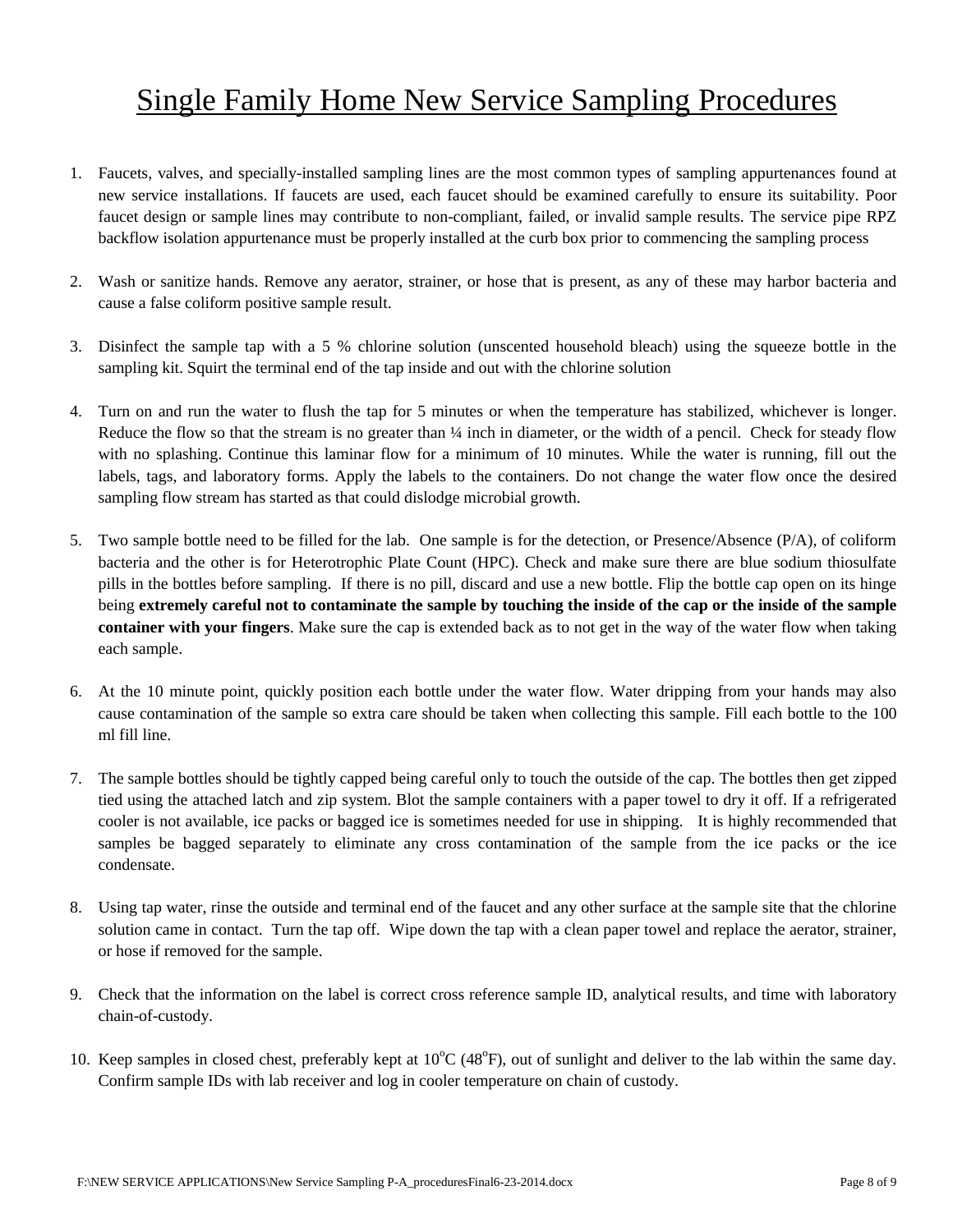# Single Family Home New Service Sampling Procedures

1. Faucets, valves, and specially-installed sampling lines are the most common types of sampling appurtenances found at new service installations. If faucets are used, each faucet should be examined carefully to ensure its suitability. Poor faucet design or sample lines may contribute to non-compliant, failed, or invalid sample results. The service pipe RPZ backflow isolation appurtenance must be properly installed at the curb box prior to commencing the sampling process

2. Wash or sanitize hands. Remove any aerator, strainer, or hose that is present, as any of these may harbor bacteria and cause a false coliform positive sample result.

3. Disinfect the sample tap with a 5 % chlorine solution (unscented household bleach) using the squeeze bottle in the sampling kit. Squirt the terminal end of the tap inside and out with the chlorine solution

4. Turn on and run the water to flush the tap for 5 minutes or when the temperature has stabilized, whichever is longer. Reduce the flow so that the stream is no greater than ¼ inch in diameter, or the width of a pencil. Check for steady flow with no splashing. Continue this laminar flow for a minimum of 10 minutes. While the water is running, fill out the labels, tags, and laboratory forms. Apply the labels to the containers. Do not change the water flow once the desired sampling flow stream has started as that could dislodge microbial growth.

5. Two sample bottle need to be filled for the lab. One sample is for the detection, or Presence/Absence (P/A), of coliform bacteria and the other is for Heterotrophic Plate Count (HPC). Check and make sure there are blue sodium thiosulfate pills in the bottles before sampling. If there is no pill, discard and use a new bottle. Flip the bottle cap open on its hinge being **extremely careful not to contaminate the sample by touching the inside of the cap or the inside of the sample container with your fingers**. Make sure the cap is extended back as to not get in the way of the water flow when taking each sample.

6. At the 10 minute point, quickly position each bottle under the water flow. Water dripping from your hands may also cause contamination of the sample so extra care should be taken when collecting this sample. Fill each bottle to the 100 ml fill line.

7. The sample bottles should be tightly capped being careful only to touch the outside of the cap. The bottles then get zipped tied using the attached latch and zip system. Blot the sample containers with a paper towel to dry it off. If a refrigerated cooler is not available, ice packs or bagged ice is sometimes needed for use in shipping. It is highly recommended that samples be bagged separately to eliminate any cross contamination of the sample from the ice packs or the ice condensate.

8. Using tap water, rinse the outside and terminal end of the faucet and any other surface at the sample site that the chlorine solution came in contact. Turn the tap off. Wipe down the tap with a clean paper towel and replace the aerator, strainer, or hose if removed for the sample.

9. Check that the information on the label is correct cross reference sample ID, analytical results, and time with laboratory chain-of-custody.

10. Keep samples in closed chest, preferably kept at $10^{o}$C ($48^{o}$F), out of sunlight and deliver to the lab within the same day. Confirm sample IDs with lab receiver and log in cooler temperature on chain of custody.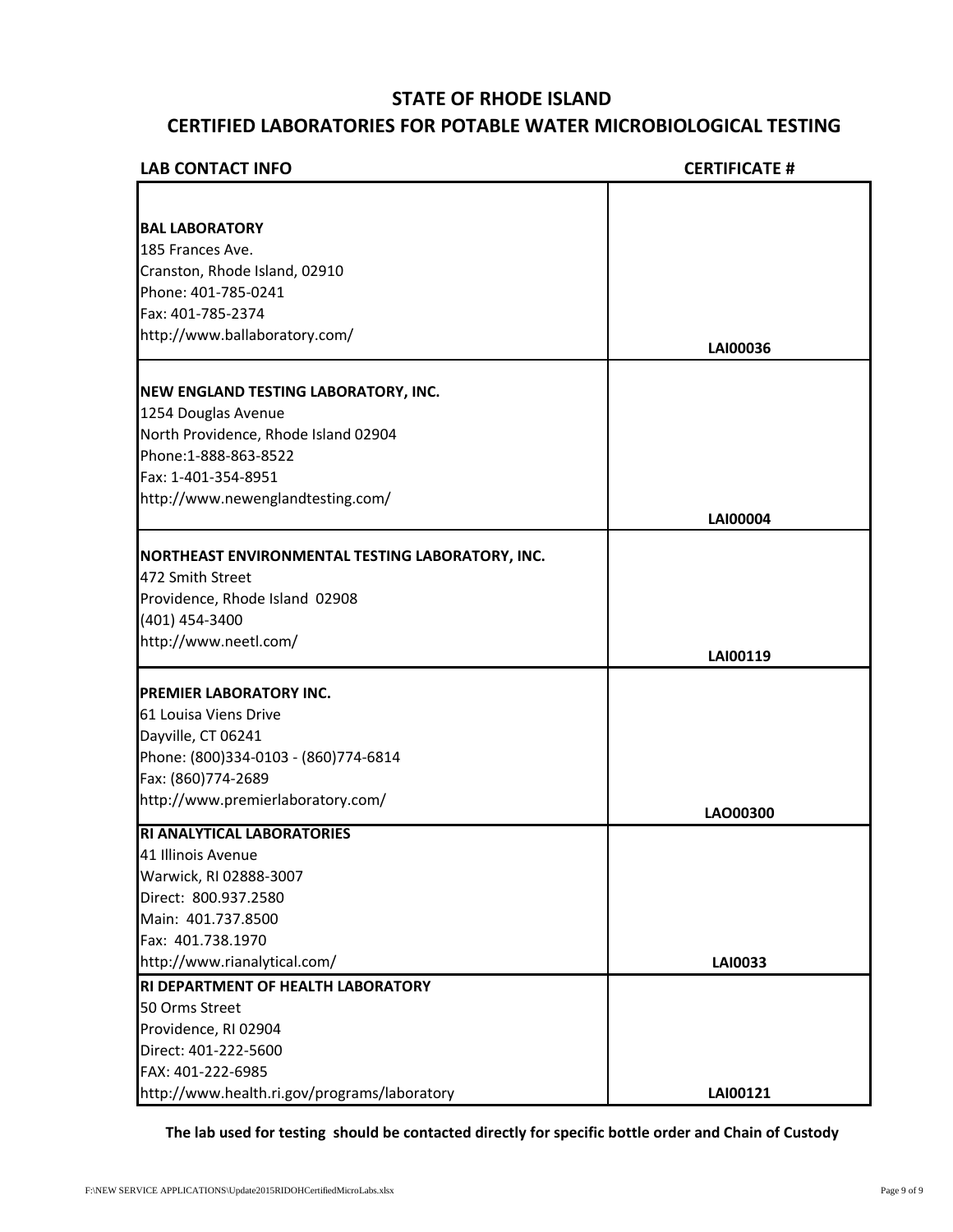# STATE OF RHODE ISLAND

## CERTIFIED LABORATORIES FOR POTABLE WATER MICROBIOLOGICAL TESTING

| LAB CONTACT INFO | CERTIFICATE # |
|---|---|
| **BAL LABORATORY**<br>185 Frances Ave.<br>Cranston, Rhode Island, 02910<br>Phone: 401-785-0241<br>Fax: 401-785-2374<br>http://www.ballaboratory.com/ | **LAI00036** |
| **NEW ENGLAND TESTING LABORATORY, INC.**<br>1254 Douglas Avenue<br>North Providence, Rhode Island 02904<br>Phone:1-888-863-8522<br>Fax: 1-401-354-8951<br>http://www.newenglandtesting.com/ | **LAI00004** |
| **NORTHEAST ENVIRONMENTAL TESTING LABORATORY, INC.**<br>472 Smith Street<br>Providence, Rhode Island 02908<br>(401) 454-3400<br>http://www.neetl.com/ | **LAI00119** |
| **PREMIER LABORATORY INC.**<br>61 Louisa Viens Drive<br>Dayville, CT 06241<br>Phone: (800)334-0103 - (860)774-6814<br>Fax: (860)774-2689<br>http://www.premierlaboratory.com/ | **LAO00300** |
| **RI ANALYTICAL LABORATORIES**<br>41 Illinois Avenue<br>Warwick, RI 02888-3007<br>Direct: 800.937.2580<br>Main: 401.737.8500<br>Fax: 401.738.1970<br>http://www.rianalytical.com/ | **LAI0033** |
| **RI DEPARTMENT OF HEALTH LABORATORY**<br>50 Orms Street<br>Providence, RI 02904<br>Direct: 401-222-5600<br>FAX: 401-222-6985<br>http://www.health.ri.gov/programs/laboratory | **LAI00121** |

**The lab used for testing should be contacted directly for specific bottle order and Chain of Custody**

F:\NEW SERVICE APPLICATIONS\Update2015RIDOHCertifiedMicroLabs.xlsx